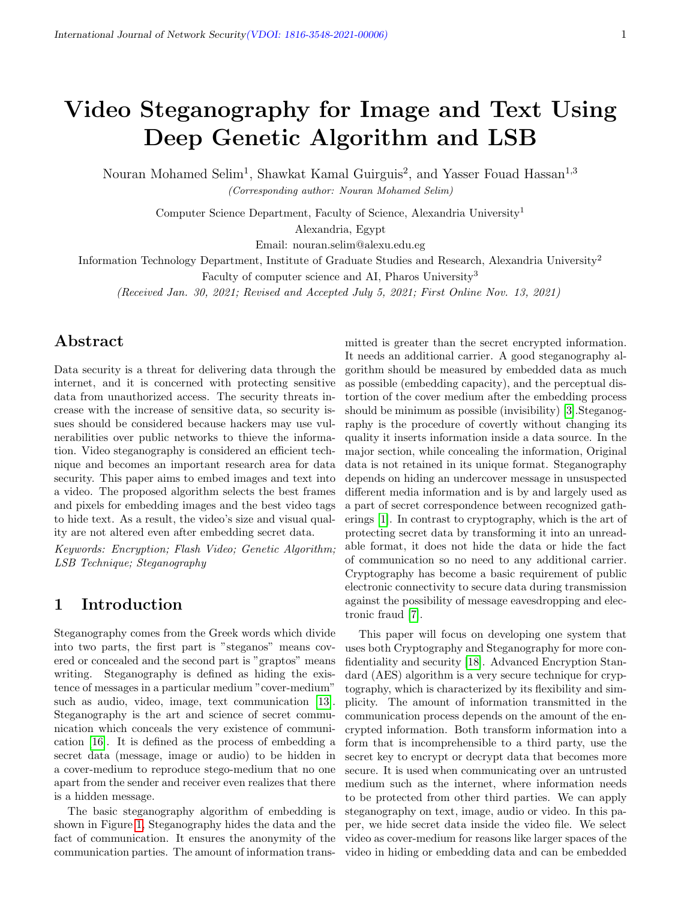# Video Steganography for Image and Text Using Deep Genetic Algorithm and LSB

Nouran Mohamed Selim[1], Shawkat Kamal Guirguis[2], and Yasser Fouad Hassan[1,3]

*(Corresponding author: Nouran Mohamed Selim)*

Computer Science Department, Faculty of Science, Alexandria University[1]

Alexandria, Egypt

Email: nouran.selim@alexu.edu.eg

Information Technology Department, Institute of Graduate Studies and Research, Alexandria University[2]

Faculty of computer science and AI, Pharos University[3]

*(Received Jan. 30, 2021; Revised and Accepted July 5, 2021; First Online Nov. 13, 2021)*

## Abstract

Data security is a threat for delivering data through the internet, and it is concerned with protecting sensitive data from unauthorized access. The security threats increase with the increase of sensitive data, so security issues should be considered because hackers may use vulnerabilities over public networks to thieve the information. Video steganography is considered an efficient technique and becomes an important research area for data security. This paper aims to embed images and text into a video. The proposed algorithm selects the best frames and pixels for embedding images and the best video tags to hide text. As a result, the video's size and visual quality are not altered even after embedding secret data.

*Keywords: Encryption; Flash Video; Genetic Algorithm; LSB Technique; Steganography*

## 1 Introduction

Steganography comes from the Greek words which divide into two parts, the first part is "steganos" means covered or concealed and the second part is "graptos" means writing. Steganography is defined as hiding the existence of messages in a particular medium "cover-medium" such as audio, video, image, text communication [13]. Steganography is the art and science of secret communication which conceals the very existence of communication [16]. It is defined as the process of embedding a secret data (message, image or audio) to be hidden in a cover-medium to reproduce stego-medium that no one apart from the sender and receiver even realizes that there is a hidden message.

The basic steganography algorithm of embedding is shown in Figure 1. Steganography hides the data and the fact of communication. It ensures the anonymity of the communication parties. The amount of information transmitted is greater than the secret encrypted information. It needs an additional carrier. A good steganography algorithm should be measured by embedded data as much as possible (embedding capacity), and the perceptual distortion of the cover medium after the embedding process should be minimum as possible (invisibility) [3].Steganography is the procedure of covertly without changing its quality it inserts information inside a data source. In the major section, while concealing the information, Original data is not retained in its unique format. Steganography depends on hiding an undercover message in unsuspected different media information and is by and largely used as a part of secret correspondence between recognized gatherings [1]. In contrast to cryptography, which is the art of protecting secret data by transforming it into an unreadable format, it does not hide the data or hide the fact of communication so no need to any additional carrier. Cryptography has become a basic requirement of public electronic connectivity to secure data during transmission against the possibility of message eavesdropping and electronic fraud [7].

This paper will focus on developing one system that uses both Cryptography and Steganography for more confidentiality and security [18]. Advanced Encryption Standard (AES) algorithm is a very secure technique for cryptography, which is characterized by its flexibility and simplicity. The amount of information transmitted in the communication process depends on the amount of the encrypted information. Both transform information into a form that is incomprehensible to a third party, use the secret key to encrypt or decrypt data that becomes more secure. It is used when communicating over an untrusted medium such as the internet, where information needs to be protected from other third parties. We can apply steganography on text, image, audio or video. In this paper, we hide secret data inside the video file. We select video as cover-medium for reasons like larger spaces of the video in hiding or embedding data and can be embedded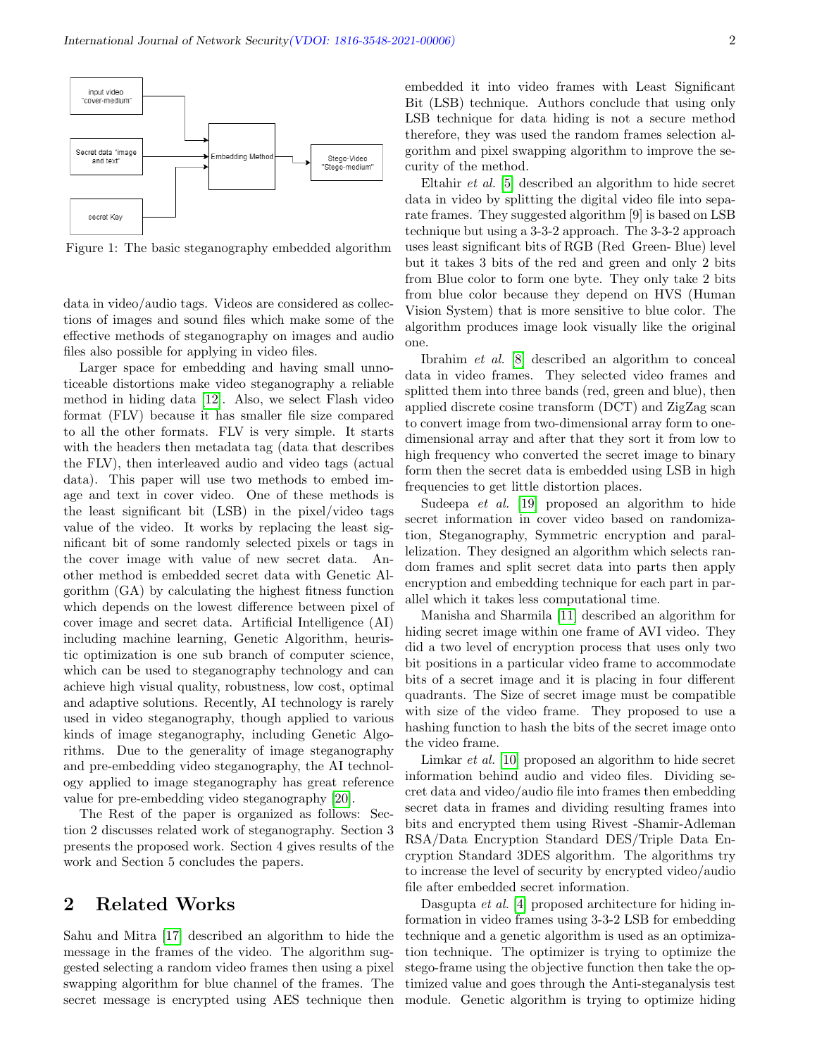Figure 1: The basic steganography embedded algorithm

data in video/audio tags. Videos are considered as collections of images and sound files which make some of the effective methods of steganography on images and audio files also possible for applying in video files.

Larger space for embedding and having small unnoticeable distortions make video steganography a reliable method in hiding data [12]. Also, we select Flash video format (FLV) because it has smaller file size compared to all the other formats. FLV is very simple. It starts with the headers then metadata tag (data that describes the FLV), then interleaved audio and video tags (actual data). This paper will use two methods to embed image and text in cover video. One of these methods is the least significant bit (LSB) in the pixel/video tags value of the video. It works by replacing the least significant bit of some randomly selected pixels or tags in the cover image with value of new secret data. Another method is embedded secret data with Genetic Algorithm (GA) by calculating the highest fitness function which depends on the lowest difference between pixel of cover image and secret data. Artificial Intelligence (AI) including machine learning, Genetic Algorithm, heuristic optimization is one sub branch of computer science, which can be used to steganography technology and can achieve high visual quality, robustness, low cost, optimal and adaptive solutions. Recently, AI technology is rarely used in video steganography, though applied to various kinds of image steganography, including Genetic Algorithms. Due to the generality of image steganography and pre-embedding video steganography, the AI technology applied to image steganography has great reference value for pre-embedding video steganography [20].

The Rest of the paper is organized as follows: Section 2 discusses related work of steganography. Section 3 presents the proposed work. Section 4 gives results of the work and Section 5 concludes the papers.

## 2 Related Works

Sahu and Mitra [17] described an algorithm to hide the message in the frames of the video. The algorithm suggested selecting a random video frames then using a pixel swapping algorithm for blue channel of the frames. The secret message is encrypted using AES technique then embedded it into video frames with Least Significant Bit (LSB) technique. Authors conclude that using only LSB technique for data hiding is not a secure method therefore, they was used the random frames selection algorithm and pixel swapping algorithm to improve the security of the method.

Eltahir *et al.* [5] described an algorithm to hide secret data in video by splitting the digital video file into separate frames. They suggested algorithm [9] is based on LSB technique but using a 3-3-2 approach. The 3-3-2 approach uses least significant bits of RGB (Red Green- Blue) level but it takes 3 bits of the red and green and only 2 bits from Blue color to form one byte. They only take 2 bits from blue color because they depend on HVS (Human Vision System) that is more sensitive to blue color. The algorithm produces image look visually like the original one.

Ibrahim *et al.* [8] described an algorithm to conceal data in video frames. They selected video frames and splitted them into three bands (red, green and blue), then applied discrete cosine transform (DCT) and ZigZag scan to convert image from two-dimensional array form to one-dimensional array and after that they sort it from low to high frequency who converted the secret image to binary form then the secret data is embedded using LSB in high frequencies to get little distortion places.

Sudeepa *et al.* [19] proposed an algorithm to hide secret information in cover video based on randomization, Steganography, Symmetric encryption and parallelization. They designed an algorithm which selects random frames and split secret data into parts then apply encryption and embedding technique for each part in parallel which it takes less computational time.

Manisha and Sharmila [11] described an algorithm for hiding secret image within one frame of AVI video. They did a two level of encryption process that uses only two bit positions in a particular video frame to accommodate bits of a secret image and it is placing in four different quadrants. The Size of secret image must be compatible with size of the video frame. They proposed to use a hashing function to hash the bits of the secret image onto the video frame.

Limkar *et al.* [10] proposed an algorithm to hide secret information behind audio and video files. Dividing secret data and video/audio file into frames then embedding secret data in frames and dividing resulting frames into bits and encrypted them using Rivest -Shamir-Adleman RSA/Data Encryption Standard DES/Triple Data Encryption Standard 3DES algorithm. The algorithms try to increase the level of security by encrypted video/audio file after embedded secret information.

Dasgupta *et al.* [4] proposed architecture for hiding information in video frames using 3-3-2 LSB for embedding technique and a genetic algorithm is used as an optimization technique. The optimizer is trying to optimize the stego-frame using the objective function then take the optimized value and goes through the Anti-steganalysis test module. Genetic algorithm is trying to optimize hiding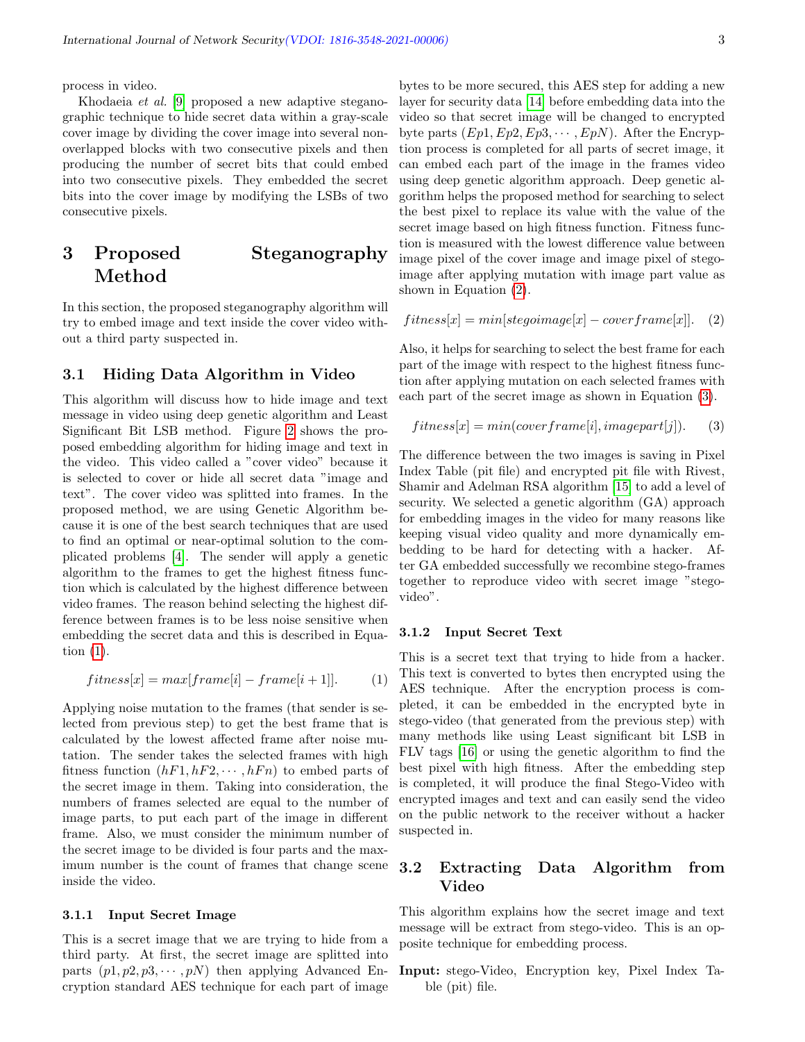process in video.

Khodaeia *et al.* [9] proposed a new adaptive steganographic technique to hide secret data within a gray-scale cover image by dividing the cover image into several non-overlapped blocks with two consecutive pixels and then producing the number of secret bits that could embed into two consecutive pixels. They embedded the secret bits into the cover image by modifying the LSBs of two consecutive pixels.

# 3 Proposed Steganography Method

In this section, the proposed steganography algorithm will try to embed image and text inside the cover video without a third party suspected in.

## 3.1 Hiding Data Algorithm in Video

This algorithm will discuss how to hide image and text message in video using deep genetic algorithm and Least Significant Bit LSB method. Figure 2 shows the proposed embedding algorithm for hiding image and text in the video. This video called a "cover video" because it is selected to cover or hide all secret data "image and text". The cover video was splitted into frames. In the proposed method, we are using Genetic Algorithm because it is one of the best search techniques that are used to find an optimal or near-optimal solution to the complicated problems [4]. The sender will apply a genetic algorithm to the frames to get the highest fitness function which is calculated by the highest difference between video frames. The reason behind selecting the highest difference between frames is to be less noise sensitive when embedding the secret data and this is described in Equation (1).

$$fitness[x] = max[frame[i] - frame[i+1]]. \quad (1)$$

Applying noise mutation to the frames (that sender is selected from previous step) to get the best frame that is calculated by the lowest affected frame after noise mutation. The sender takes the selected frames with high fitness function ($hF1, hF2, \cdots, hFn$) to embed parts of the secret image in them. Taking into consideration, the numbers of frames selected are equal to the number of image parts, to put each part of the image in different frame. Also, we must consider the minimum number of the secret image to be divided is four parts and the maximum number is the count of frames that change scene inside the video.

### 3.1.1 Input Secret Image

This is a secret image that we are trying to hide from a third party. At first, the secret image are splitted into parts ($p1, p2, p3, \cdots, pN$) then applying Advanced Encryption standard AES technique for each part of image bytes to be more secured, this AES step for adding a new layer for security data [14] before embedding data into the video so that secret image will be changed to encrypted byte parts ($Ep1, Ep2, Ep3, \cdots, EpN$). After the Encryption process is completed for all parts of secret image, it can embed each part of the image in the frames video using deep genetic algorithm approach. Deep genetic algorithm helps the proposed method for searching to select the best pixel to replace its value with the value of the secret image based on high fitness function. Fitness function is measured with the lowest difference value between image pixel of the cover image and image pixel of stego-image after applying mutation with image part value as shown in Equation (2).

$$fitness[x] = min[stegoimage[x] - coverframe[x]]. \quad (2)$$

Also, it helps for searching to select the best frame for each part of the image with respect to the highest fitness function after applying mutation on each selected frames with each part of the secret image as shown in Equation (3).

$$fitness[x] = min(coverframe[i], imagepart[j]). \quad (3)$$

The difference between the two images is saving in Pixel Index Table (pit file) and encrypted pit file with Rivest, Shamir and Adelman RSA algorithm [15] to add a level of security. We selected a genetic algorithm (GA) approach for embedding images in the video for many reasons like keeping visual video quality and more dynamically embedding to be hard for detecting with a hacker. After GA embedded successfully we recombine stego-frames together to reproduce video with secret image "stego-video".

### 3.1.2 Input Secret Text

This is a secret text that trying to hide from a hacker. This text is converted to bytes then encrypted using the AES technique. After the encryption process is completed, it can be embedded in the encrypted byte in stego-video (that generated from the previous step) with many methods like using Least significant bit LSB in FLV tags [16] or using the genetic algorithm to find the best pixel with high fitness. After the embedding step is completed, it will produce the final Stego-Video with encrypted images and text and can easily send the video on the public network to the receiver without a hacker suspected in.

## 3.2 Extracting Data Algorithm from Video

This algorithm explains how the secret image and text message will be extract from stego-video. This is an opposite technique for embedding process.

**Input:** stego-Video, Encryption key, Pixel Index Table (pit) file.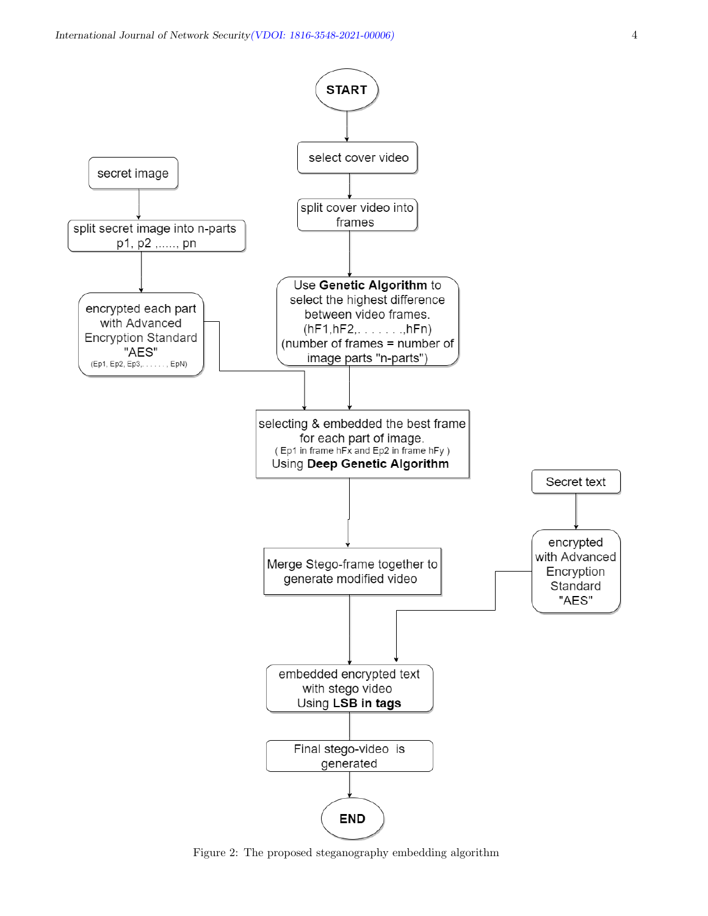START

select cover video

split cover video into frames

Use **Genetic Algorithm** to select the highest difference between video frames. (hF1,hF2,. . . . . . .,hFn) (number of frames = number of image parts "n-parts")

secret image

split secret image into n-parts p1, p2 ,....., pn

encrypted each part with Advanced Encryption Standard "AES" (Ep1, Ep2, Ep3,. . . . . . , EpN)

selecting & embedded the best frame for each part of image. ( Ep1 in frame hFx and Ep2 in frame hFy ) Using **Deep Genetic Algorithm**

Merge Stego-frame together to generate modified video

Secret text

encrypted with Advanced Encryption Standard "AES"

embedded encrypted text with stego video Using **LSB in tags**

Final stego-video is generated

END

Figure 2: The proposed steganography embedding algorithm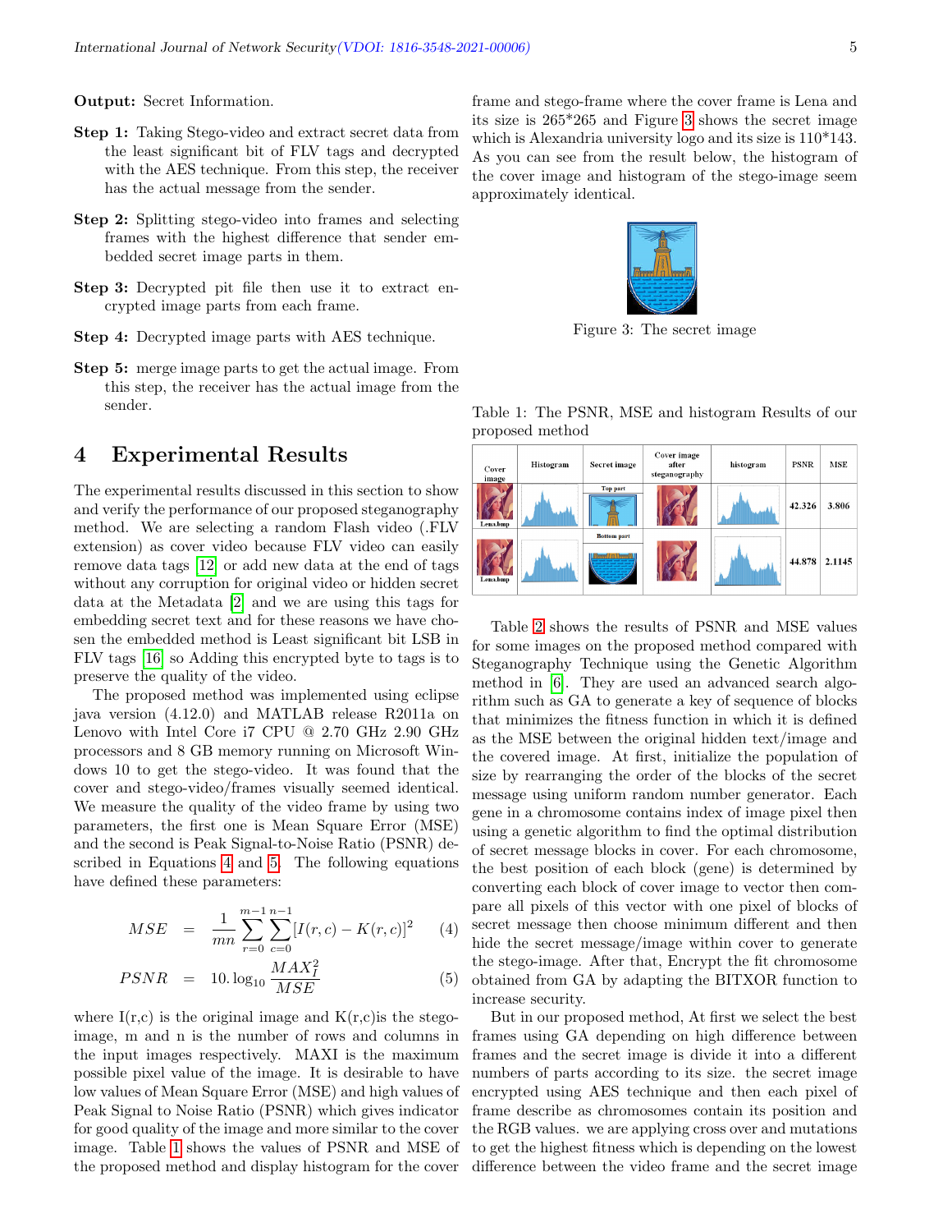**Output:** Secret Information.

**Step 1:** Taking Stego-video and extract secret data from the least significant bit of FLV tags and decrypted with the AES technique. From this step, the receiver has the actual message from the sender.

**Step 2:** Splitting stego-video into frames and selecting frames with the highest difference that sender embedded secret image parts in them.

**Step 3:** Decrypted pit file then use it to extract encrypted image parts from each frame.

**Step 4:** Decrypted image parts with AES technique.

**Step 5:** merge image parts to get the actual image. From this step, the receiver has the actual image from the sender.

# 4 Experimental Results

The experimental results discussed in this section to show and verify the performance of our proposed steganography method. We are selecting a random Flash video (.FLV extension) as cover video because FLV video can easily remove data tags [12] or add new data at the end of tags without any corruption for original video or hidden secret data at the Metadata [2] and we are using this tags for embedding secret text and for these reasons we have chosen the embedded method is Least significant bit LSB in FLV tags [16] so Adding this encrypted byte to tags is to preserve the quality of the video.

The proposed method was implemented using eclipse java version (4.12.0) and MATLAB release R2011a on Lenovo with Intel Core i7 CPU @ 2.70 GHz 2.90 GHz processors and 8 GB memory running on Microsoft Windows 10 to get the stego-video. It was found that the cover and stego-video/frames visually seemed identical. We measure the quality of the video frame by using two parameters, the first one is Mean Square Error (MSE) and the second is Peak Signal-to-Noise Ratio (PSNR) described in Equations 4 and 5. The following equations have defined these parameters:

$$MSE = \frac{1}{mn}\sum_{r=0}^{m-1}\sum_{c=0}^{n-1}[I(r,c) - K(r,c)]^2 \quad (4)$$

$$PSNR = 10.\log_{10}\frac{MAX_I^2}{MSE} \quad (5)$$

where I(r,c) is the original image and K(r,c)is the stego-image, m and n is the number of rows and columns in the input images respectively. MAXI is the maximum possible pixel value of the image. It is desirable to have low values of Mean Square Error (MSE) and high values of Peak Signal to Noise Ratio (PSNR) which gives indicator for good quality of the image and more similar to the cover image. Table 1 shows the values of PSNR and MSE of the proposed method and display histogram for the cover frame and stego-frame where the cover frame is Lena and its size is 265*265 and Figure 3 shows the secret image which is Alexandria university logo and its size is 110*143. As you can see from the result below, the histogram of the cover image and histogram of the stego-image seem approximately identical.

Figure 3: The secret image

Table 1: The PSNR, MSE and histogram Results of our proposed method

| Cover image | Histogram | Secret image | Cover image after steganography | histogram | PSNR | MSE |
|---|---|---|---|---|---|---|
| Lena.bmp | | Top part | | | 42.326 | 3.806 |
| Lena.bmp | | Bottom part | | | 44.878 | 2.1145 |

Table 2 shows the results of PSNR and MSE values for some images on the proposed method compared with Steganography Technique using the Genetic Algorithm method in [6]. They are used an advanced search algorithm such as GA to generate a key of sequence of blocks that minimizes the fitness function in which it is defined as the MSE between the original hidden text/image and the covered image. At first, initialize the population of size by rearranging the order of the blocks of the secret message using uniform random number generator. Each gene in a chromosome contains index of image pixel then using a genetic algorithm to find the optimal distribution of secret message blocks in cover. For each chromosome, the best position of each block (gene) is determined by converting each block of cover image to vector then compare all pixels of this vector with one pixel of blocks of secret message then choose minimum different and then hide the secret message/image within cover to generate the stego-image. After that, Encrypt the fit chromosome obtained from GA by adapting the BITXOR function to increase security.

But in our proposed method, At first we select the best frames using GA depending on high difference between frames and the secret image is divide it into a different numbers of parts according to its size. the secret image encrypted using AES technique and then each pixel of frame describe as chromosomes contain its position and the RGB values. we are applying cross over and mutations to get the highest fitness which is depending on the lowest difference between the video frame and the secret image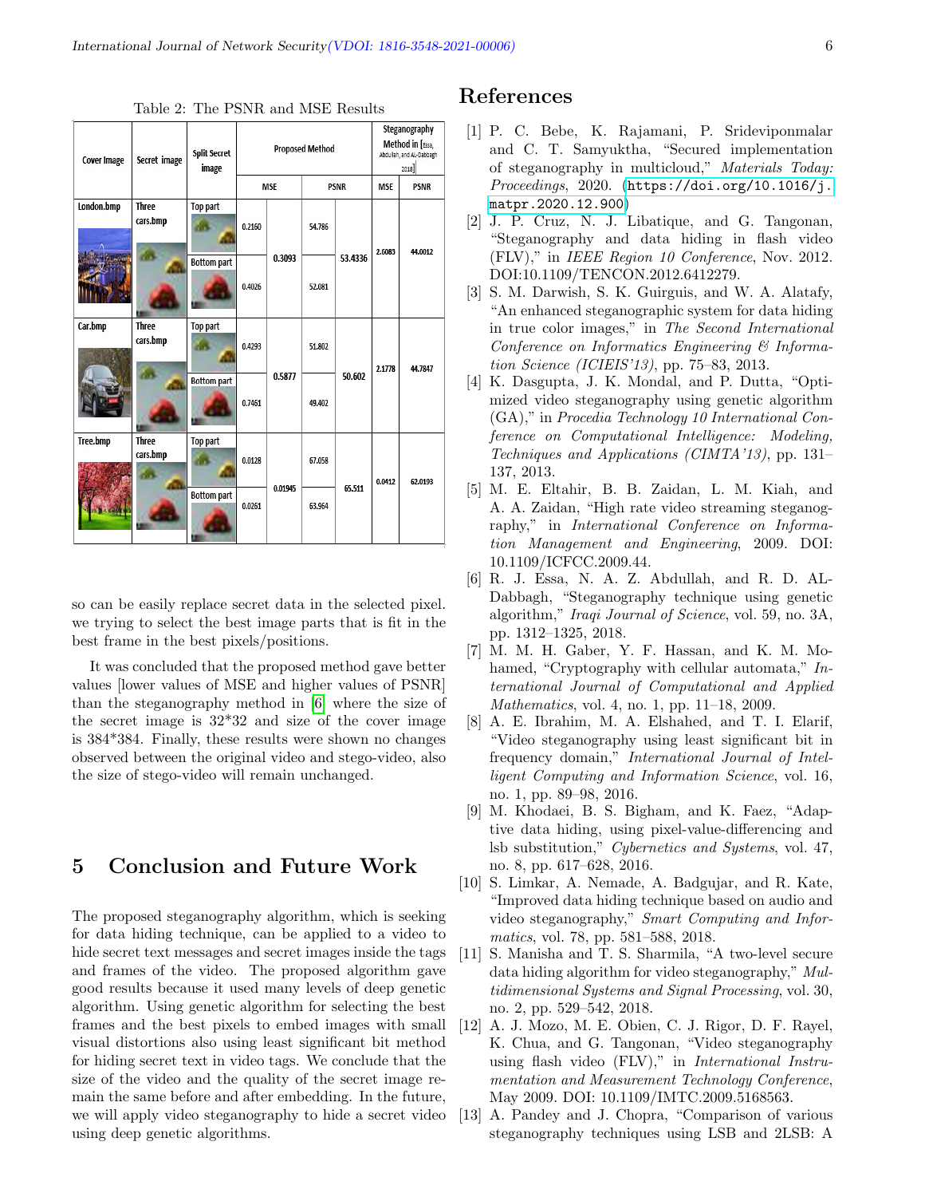Table 2: The PSNR and MSE Results

| Cover Image | Secret image | Split Secret image | Proposed Method | | | | Steganography Method in [Essa, Abdullah, and AL-Dabbagh 2018] | |
|---|---|---|---|---|---|---|---|---|
| | | | MSE | | PSNR | | MSE | PSNR |
| London.bmp | Three cars.bmp | Top part | 0.2160 | 0.3093 | 54.786 | 53.4336 | 2.6083 | 44.0012 |
| | | Bottom part | 0.4026 | | 52.081 | | | |
| Car.bmp | Three cars.bmp | Top part | 0.4293 | 0.5877 | 51.802 | 50.602 | 2.1778 | 44.7847 |
| | | Bottom part | 0.7461 | | 49.402 | | | |
| Tree.bmp | Three cars.bmp | Top part | 0.0128 | 0.01945 | 67.058 | 65.511 | 0.0412 | 62.0193 |
| | | Bottom part | 0.0261 | | 63.964 | | | |

so can be easily replace secret data in the selected pixel. we trying to select the best image parts that is fit in the best frame in the best pixels/positions.

It was concluded that the proposed method gave better values [lower values of MSE and higher values of PSNR] than the steganography method in [6] where the size of the secret image is 32*32 and size of the cover image is 384*384. Finally, these results were shown no changes observed between the original video and stego-video, also the size of stego-video will remain unchanged.

## 5 Conclusion and Future Work

The proposed steganography algorithm, which is seeking for data hiding technique, can be applied to a video to hide secret text messages and secret images inside the tags and frames of the video. The proposed algorithm gave good results because it used many levels of deep genetic algorithm. Using genetic algorithm for selecting the best frames and the best pixels to embed images with small visual distortions also using least significant bit method for hiding secret text in video tags. We conclude that the size of the video and the quality of the secret image remain the same before and after embedding. In the future, we will apply video steganography to hide a secret video using deep genetic algorithms.

# References

[1] P. C. Bebe, K. Rajamani, P. Srideviponmalar and C. T. Samyuktha, "Secured implementation of steganography in multicloud," *Materials Today: Proceedings*, 2020. (https://doi.org/10.1016/j.matpr.2020.12.900)

[2] J. P. Cruz, N. J. Libatique, and G. Tangonan, "Steganography and data hiding in flash video (FLV)," in *IEEE Region 10 Conference*, Nov. 2012. DOI:10.1109/TENCON.2012.6412279.

[3] S. M. Darwish, S. K. Guirguis, and W. A. Alatafy, "An enhanced steganographic system for data hiding in true color images," in *The Second International Conference on Informatics Engineering & Information Science (ICIEIS'13)*, pp. 75–83, 2013.

[4] K. Dasgupta, J. K. Mondal, and P. Dutta, "Optimized video steganography using genetic algorithm (GA)," in *Procedia Technology 10 International Conference on Computational Intelligence: Modeling, Techniques and Applications (CIMTA'13)*, pp. 131–137, 2013.

[5] M. E. Eltahir, B. B. Zaidan, L. M. Kiah, and A. A. Zaidan, "High rate video streaming steganography," in *International Conference on Information Management and Engineering*, 2009. DOI: 10.1109/ICFCC.2009.44.

[6] R. J. Essa, N. A. Z. Abdullah, and R. D. AL-Dabbagh, "Steganography technique using genetic algorithm," *Iraqi Journal of Science*, vol. 59, no. 3A, pp. 1312–1325, 2018.

[7] M. M. H. Gaber, Y. F. Hassan, and K. M. Mohamed, "Cryptography with cellular automata," *International Journal of Computational and Applied Mathematics*, vol. 4, no. 1, pp. 11–18, 2009.

[8] A. E. Ibrahim, M. A. Elshahed, and T. I. Elarif, "Video steganography using least significant bit in frequency domain," *International Journal of Intelligent Computing and Information Science*, vol. 16, no. 1, pp. 89–98, 2016.

[9] M. Khodaei, B. S. Bigham, and K. Faez, "Adaptive data hiding, using pixel-value-differencing and lsb substitution," *Cybernetics and Systems*, vol. 47, no. 8, pp. 617–628, 2016.

[10] S. Limkar, A. Nemade, A. Badgujar, and R. Kate, "Improved data hiding technique based on audio and video steganography," *Smart Computing and Informatics*, vol. 78, pp. 581–588, 2018.

[11] S. Manisha and T. S. Sharmila, "A two-level secure data hiding algorithm for video steganography," *Multidimensional Systems and Signal Processing*, vol. 30, no. 2, pp. 529–542, 2018.

[12] A. J. Mozo, M. E. Obien, C. J. Rigor, D. F. Rayel, K. Chua, and G. Tangonan, "Video steganography using flash video (FLV)," in *International Instrumentation and Measurement Technology Conference*, May 2009. DOI: 10.1109/IMTC.2009.5168563.

[13] A. Pandey and J. Chopra, "Comparison of various steganography techniques using LSB and 2LSB: A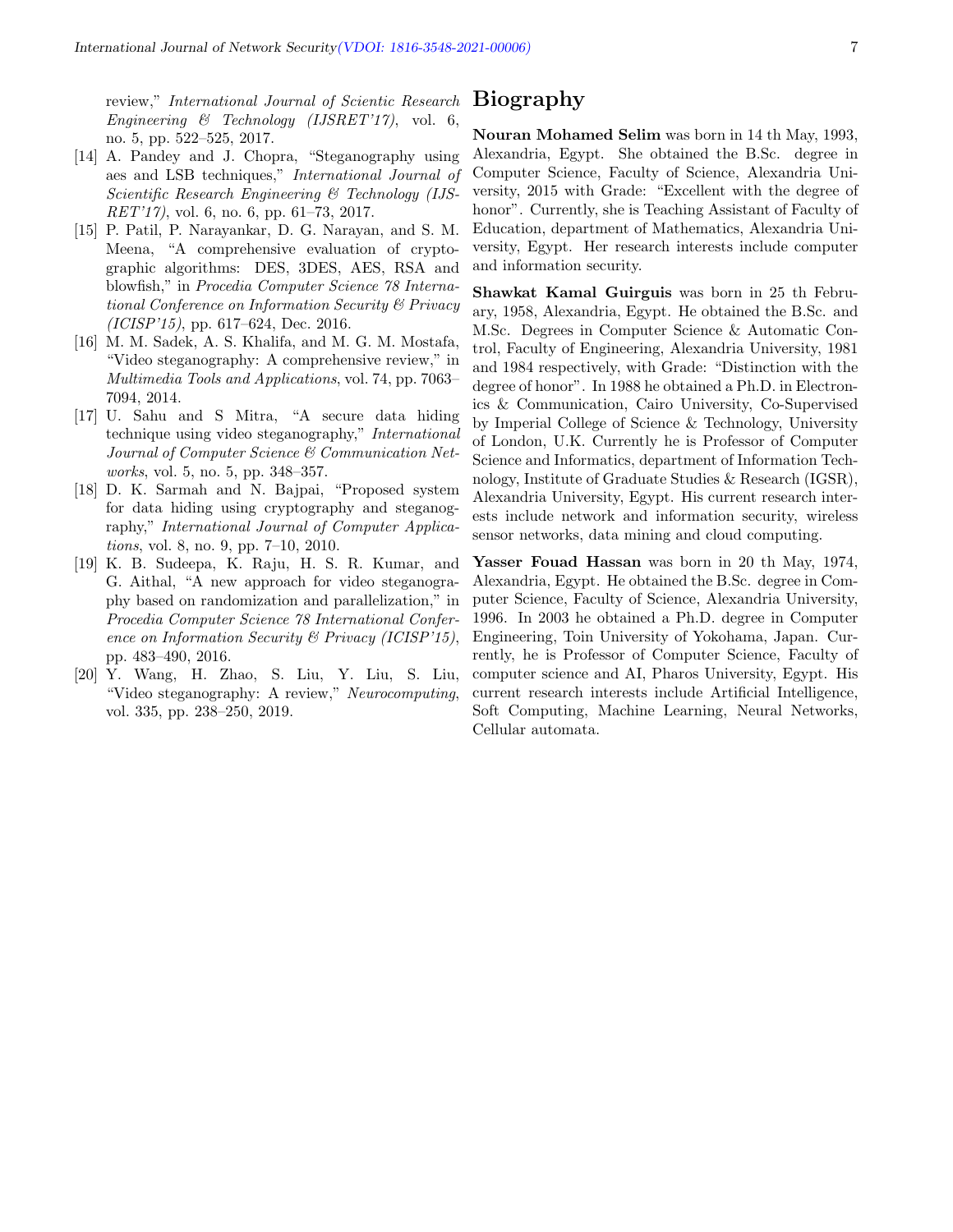review," *International Journal of Scientic Research Engineering & Technology (IJSRET'17)*, vol. 6, no. 5, pp. 522–525, 2017.

[14] A. Pandey and J. Chopra, "Steganography using aes and LSB techniques," *International Journal of Scientific Research Engineering & Technology (IJSRET'17)*, vol. 6, no. 6, pp. 61–73, 2017.

[15] P. Patil, P. Narayankar, D. G. Narayan, and S. M. Meena, "A comprehensive evaluation of cryptographic algorithms: DES, 3DES, AES, RSA and blowfish," in *Procedia Computer Science 78 International Conference on Information Security & Privacy (ICISP'15)*, pp. 617–624, Dec. 2016.

[16] M. M. Sadek, A. S. Khalifa, and M. G. M. Mostafa, "Video steganography: A comprehensive review," in *Multimedia Tools and Applications*, vol. 74, pp. 7063–7094, 2014.

[17] U. Sahu and S Mitra, "A secure data hiding technique using video steganography," *International Journal of Computer Science & Communication Networks*, vol. 5, no. 5, pp. 348–357.

[18] D. K. Sarmah and N. Bajpai, "Proposed system for data hiding using cryptography and steganography," *International Journal of Computer Applications*, vol. 8, no. 9, pp. 7–10, 2010.

[19] K. B. Sudeepa, K. Raju, H. S. R. Kumar, and G. Aithal, "A new approach for video steganography based on randomization and parallelization," in *Procedia Computer Science 78 International Conference on Information Security & Privacy (ICISP'15)*, pp. 483–490, 2016.

[20] Y. Wang, H. Zhao, S. Liu, Y. Liu, S. Liu, "Video steganography: A review," *Neurocomputing*, vol. 335, pp. 238–250, 2019.

# Biography

**Nouran Mohamed Selim** was born in 14 th May, 1993, Alexandria, Egypt. She obtained the B.Sc. degree in Computer Science, Faculty of Science, Alexandria University, 2015 with Grade: "Excellent with the degree of honor". Currently, she is Teaching Assistant of Faculty of Education, department of Mathematics, Alexandria University, Egypt. Her research interests include computer and information security.

**Shawkat Kamal Guirguis** was born in 25 th February, 1958, Alexandria, Egypt. He obtained the B.Sc. and M.Sc. Degrees in Computer Science & Automatic Control, Faculty of Engineering, Alexandria University, 1981 and 1984 respectively, with Grade: "Distinction with the degree of honor". In 1988 he obtained a Ph.D. in Electronics & Communication, Cairo University, Co-Supervised by Imperial College of Science & Technology, University of London, U.K. Currently he is Professor of Computer Science and Informatics, department of Information Technology, Institute of Graduate Studies & Research (IGSR), Alexandria University, Egypt. His current research interests include network and information security, wireless sensor networks, data mining and cloud computing.

**Yasser Fouad Hassan** was born in 20 th May, 1974, Alexandria, Egypt. He obtained the B.Sc. degree in Computer Science, Faculty of Science, Alexandria University, 1996. In 2003 he obtained a Ph.D. degree in Computer Engineering, Toin University of Yokohama, Japan. Currently, he is Professor of Computer Science, Faculty of computer science and AI, Pharos University, Egypt. His current research interests include Artificial Intelligence, Soft Computing, Machine Learning, Neural Networks, Cellular automata.